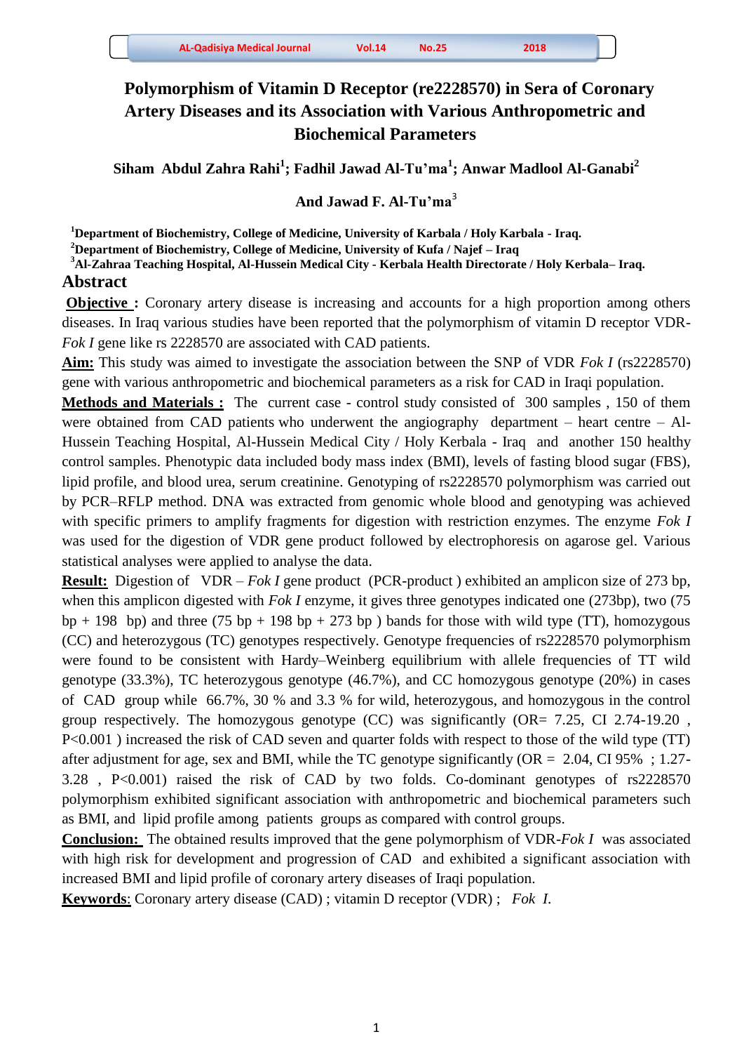# Polymorphism of Vitamin D Receptor (re2228570) in Sera of Coronary Artery Diseases and its Association with Various Anthropometric and Biochemical Parameters

**Siham Abdul Zahra Rahi[1]; Fadhil Jawad Al-Tu'ma[1]; Anwar Madlool Al-Ganabi[2]**

**And Jawad F. Al-Tu'ma[3]**

[1]**Department of Biochemistry, College of Medicine, University of Karbala / Holy Karbala - Iraq.**
[2]**Department of Biochemistry, College of Medicine, University of Kufa / Najef – Iraq**
[3]**Al-Zahraa Teaching Hospital, Al-Hussein Medical City - Kerbala Health Directorate / Holy Kerbala– Iraq.**

## Abstract

**Objective :** Coronary artery disease is increasing and accounts for a high proportion among others diseases. In Iraq various studies have been reported that the polymorphism of vitamin D receptor VDR-*Fok I* gene like rs 2228570 are associated with CAD patients.

**Aim:** This study was aimed to investigate the association between the SNP of VDR *Fok I* (rs2228570) gene with various anthropometric and biochemical parameters as a risk for CAD in Iraqi population.

**Methods and Materials :** The current case - control study consisted of 300 samples , 150 of them were obtained from CAD patients who underwent the angiography department – heart centre – Al-Hussein Teaching Hospital, Al-Hussein Medical City / Holy Kerbala - Iraq and another 150 healthy control samples. Phenotypic data included body mass index (BMI), levels of fasting blood sugar (FBS), lipid profile, and blood urea, serum creatinine. Genotyping of rs2228570 polymorphism was carried out by PCR–RFLP method. DNA was extracted from genomic whole blood and genotyping was achieved with specific primers to amplify fragments for digestion with restriction enzymes. The enzyme *Fok I* was used for the digestion of VDR gene product followed by electrophoresis on agarose gel. Various statistical analyses were applied to analyse the data.

**Result:** Digestion of VDR – *Fok I* gene product (PCR-product ) exhibited an amplicon size of 273 bp, when this amplicon digested with *Fok I* enzyme, it gives three genotypes indicated one (273bp), two (75 bp + 198 bp) and three (75 bp + 198 bp + 273 bp ) bands for those with wild type (TT), homozygous (CC) and heterozygous (TC) genotypes respectively. Genotype frequencies of rs2228570 polymorphism were found to be consistent with Hardy–Weinberg equilibrium with allele frequencies of TT wild genotype (33.3%), TC heterozygous genotype (46.7%), and CC homozygous genotype (20%) in cases of CAD group while 66.7%, 30 % and 3.3 % for wild, heterozygous, and homozygous in the control group respectively. The homozygous genotype (CC) was significantly (OR= 7.25, CI 2.74-19.20 , P<0.001 ) increased the risk of CAD seven and quarter folds with respect to those of the wild type (TT) after adjustment for age, sex and BMI, while the TC genotype significantly (OR = 2.04, CI 95% ; 1.27-3.28 , P<0.001) raised the risk of CAD by two folds. Co-dominant genotypes of rs2228570 polymorphism exhibited significant association with anthropometric and biochemical parameters such as BMI, and lipid profile among patients groups as compared with control groups.

**Conclusion:** The obtained results improved that the gene polymorphism of VDR-*Fok I* was associated with high risk for development and progression of CAD and exhibited a significant association with increased BMI and lipid profile of coronary artery diseases of Iraqi population.

**Keywords**: Coronary artery disease (CAD) ; vitamin D receptor (VDR) ; *Fok I*.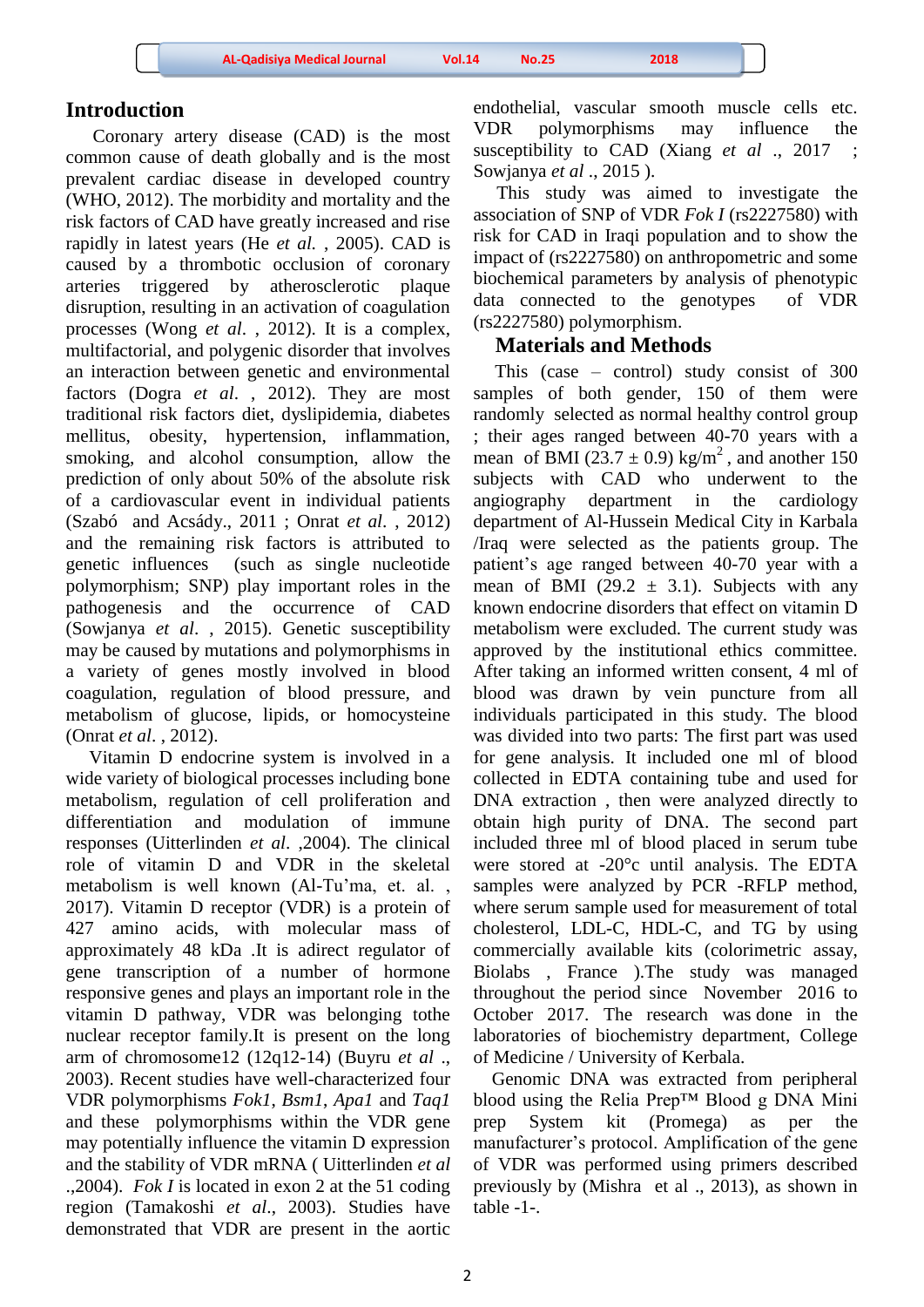## Introduction

Coronary artery disease (CAD) is the most common cause of death globally and is the most prevalent cardiac disease in developed country (WHO, 2012). The morbidity and mortality and the risk factors of CAD have greatly increased and rise rapidly in latest years (He *et al.* , 2005). CAD is caused by a thrombotic occlusion of coronary arteries triggered by atherosclerotic plaque disruption, resulting in an activation of coagulation processes (Wong *et al.* , 2012). It is a complex, multifactorial, and polygenic disorder that involves an interaction between genetic and environmental factors (Dogra *et al.* , 2012). They are most traditional risk factors diet, dyslipidemia, diabetes mellitus, obesity, hypertension, inflammation, smoking, and alcohol consumption, allow the prediction of only about 50% of the absolute risk of a cardiovascular event in individual patients (Szabó and Acsády., 2011 ; Onrat *et al.* , 2012) and the remaining risk factors is attributed to genetic influences (such as single nucleotide polymorphism; SNP) play important roles in the pathogenesis and the occurrence of CAD (Sowjanya *et al.* , 2015). Genetic susceptibility may be caused by mutations and polymorphisms in a variety of genes mostly involved in blood coagulation, regulation of blood pressure, and metabolism of glucose, lipids, or homocysteine (Onrat *et al.* , 2012).

Vitamin D endocrine system is involved in a wide variety of biological processes including bone metabolism, regulation of cell proliferation and differentiation and modulation of immune responses (Uitterlinden *et al.* ,2004). The clinical role of vitamin D and VDR in the skeletal metabolism is well known (Al-Tu'ma, et. al. , 2017). Vitamin D receptor (VDR) is a protein of 427 amino acids, with molecular mass of approximately 48 kDa .It is adirect regulator of gene transcription of a number of hormone responsive genes and plays an important role in the vitamin D pathway, VDR was belonging tothe nuclear receptor family.It is present on the long arm of chromosome12 (12q12-14) (Buyru *et al* ., 2003). Recent studies have well-characterized four VDR polymorphisms *Fok1*, *Bsm1*, *Apa1* and *Taq1* and these polymorphisms within the VDR gene may potentially influence the vitamin D expression and the stability of VDR mRNA ( Uitterlinden *et al* .,2004). *Fok I* is located in exon 2 at the 51 coding region (Tamakoshi *et al*., 2003). Studies have demonstrated that VDR are present in the aortic endothelial, vascular smooth muscle cells etc. VDR polymorphisms may influence the susceptibility to CAD (Xiang *et al* ., 2017 ; Sowjanya *et al* ., 2015 ).

This study was aimed to investigate the association of SNP of VDR *Fok I* (rs2227580) with risk for CAD in Iraqi population and to show the impact of (rs2227580) on anthropometric and some biochemical parameters by analysis of phenotypic data connected to the genotypes of VDR (rs2227580) polymorphism.

## Materials and Methods

This (case – control) study consist of 300 samples of both gender, 150 of them were randomly selected as normal healthy control group ; their ages ranged between 40-70 years with a mean of BMI (23.7 ± 0.9) kg/m$^2$ , and another 150 subjects with CAD who underwent to the angiography department in the cardiology department of Al-Hussein Medical City in Karbala /Iraq were selected as the patients group. The patient's age ranged between 40-70 year with a mean of BMI (29.2 ± 3.1). Subjects with any known endocrine disorders that effect on vitamin D metabolism were excluded. The current study was approved by the institutional ethics committee. After taking an informed written consent, 4 ml of blood was drawn by vein puncture from all individuals participated in this study. The blood was divided into two parts: The first part was used for gene analysis. It included one ml of blood collected in EDTA containing tube and used for DNA extraction , then were analyzed directly to obtain high purity of DNA. The second part included three ml of blood placed in serum tube were stored at -20°c until analysis. The EDTA samples were analyzed by PCR -RFLP method, where serum sample used for measurement of total cholesterol, LDL-C, HDL-C, and TG by using commercially available kits (colorimetric assay, Biolabs , France ).The study was managed throughout the period since November 2016 to October 2017. The research was done in the laboratories of biochemistry department, College of Medicine / University of Kerbala.

Genomic DNA was extracted from peripheral blood using the Relia Prep™ Blood g DNA Mini prep System kit (Promega) as per the manufacturer's protocol. Amplification of the gene of VDR was performed using primers described previously by (Mishra et al ., 2013), as shown in table -1-.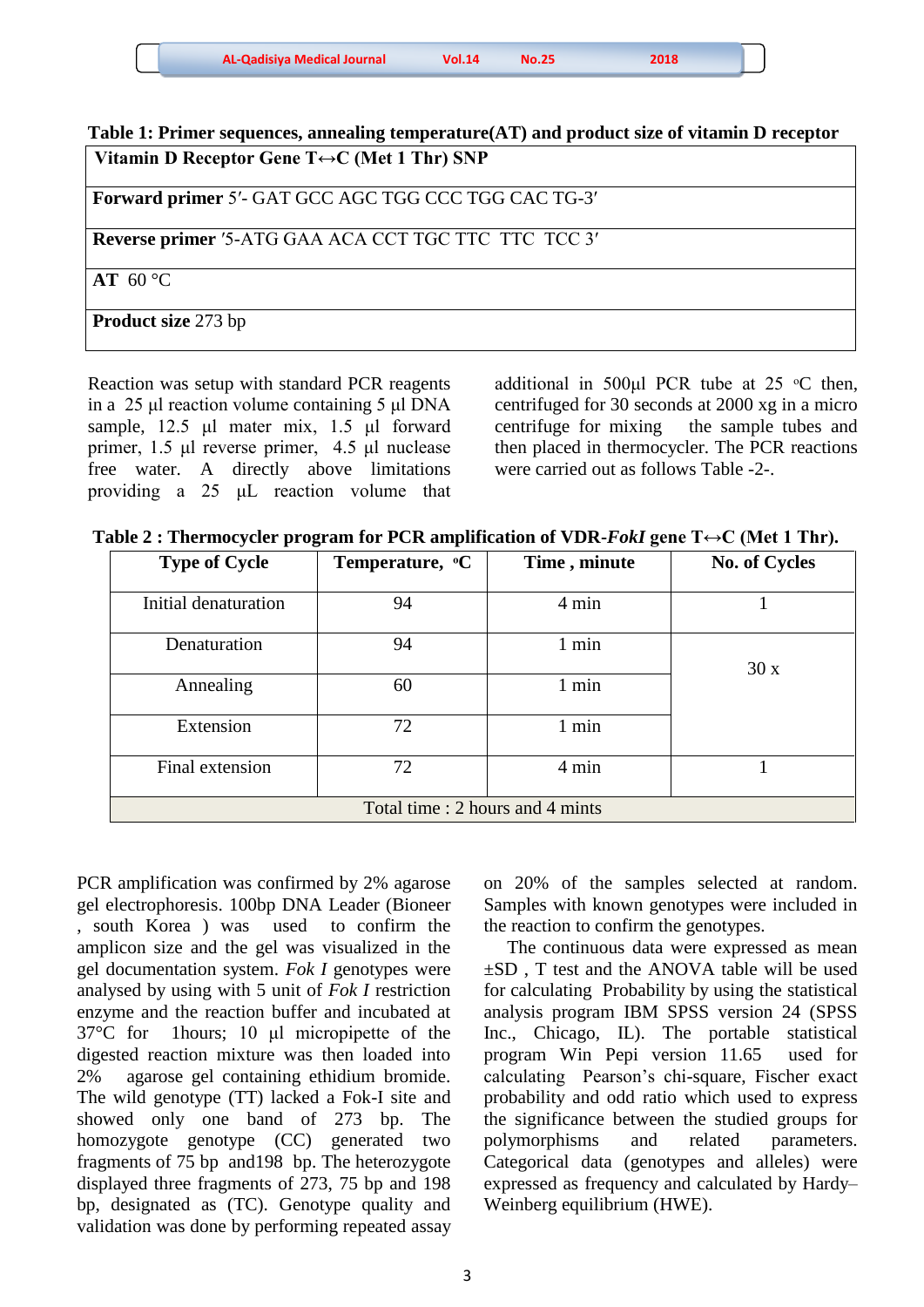**Table 1: Primer sequences, annealing temperature(AT) and product size of vitamin D receptor**

| **Vitamin D Receptor Gene T↔C (Met 1 Thr) SNP** |
|---|
| **Forward primer** 5′- GAT GCC AGC TGG CCC TGG CAC TG-3′ |
| **Reverse primer** ′5-ATG GAA ACA CCT TGC TTC TTC TCC 3′ |
| **AT** 60 °C |
| **Product size** 273 bp |

Reaction was setup with standard PCR reagents in a 25 µl reaction volume containing 5 µl DNA sample, 12.5 µl mater mix, 1.5 µl forward primer, 1.5 µl reverse primer, 4.5 µl nuclease free water. A directly above limitations providing a 25 µL reaction volume that additional in 500µl PCR tube at 25 °C then, centrifuged for 30 seconds at 2000 xg in a micro centrifuge for mixing the sample tubes and then placed in thermocycler. The PCR reactions were carried out as follows Table -2-.

**Table 2 : Thermocycler program for PCR amplification of VDR-*FokI* gene T↔C (Met 1 Thr).**

| Type of Cycle | Temperature, °C | Time , minute | No. of Cycles |
|---|---|---|---|
| Initial denaturation | 94 | 4 min | 1 |
| Denaturation | 94 | 1 min | 30 x |
| Annealing | 60 | 1 min | |
| Extension | 72 | 1 min | |
| Final extension | 72 | 4 min | 1 |
| Total time : 2 hours and 4 mints | | | |

PCR amplification was confirmed by 2% agarose gel electrophoresis. 100bp DNA Leader (Bioneer , south Korea ) was used to confirm the amplicon size and the gel was visualized in the gel documentation system. *Fok I* genotypes were analysed by using with 5 unit of *Fok I* restriction enzyme and the reaction buffer and incubated at 37°C for 1hours; 10 µl micropipette of the digested reaction mixture was then loaded into 2% agarose gel containing ethidium bromide. The wild genotype (TT) lacked a Fok-I site and showed only one band of 273 bp. The homozygote genotype (CC) generated two fragments of 75 bp and198 bp. The heterozygote displayed three fragments of 273, 75 bp and 198 bp, designated as (TC). Genotype quality and validation was done by performing repeated assay on 20% of the samples selected at random. Samples with known genotypes were included in the reaction to confirm the genotypes.

The continuous data were expressed as mean ±SD , T test and the ANOVA table will be used for calculating Probability by using the statistical analysis program IBM SPSS version 24 (SPSS Inc., Chicago, IL). The portable statistical program Win Pepi version 11.65 used for calculating Pearson's chi-square, Fischer exact probability and odd ratio which used to express the significance between the studied groups for polymorphisms and related parameters. Categorical data (genotypes and alleles) were expressed as frequency and calculated by Hardy–Weinberg equilibrium (HWE).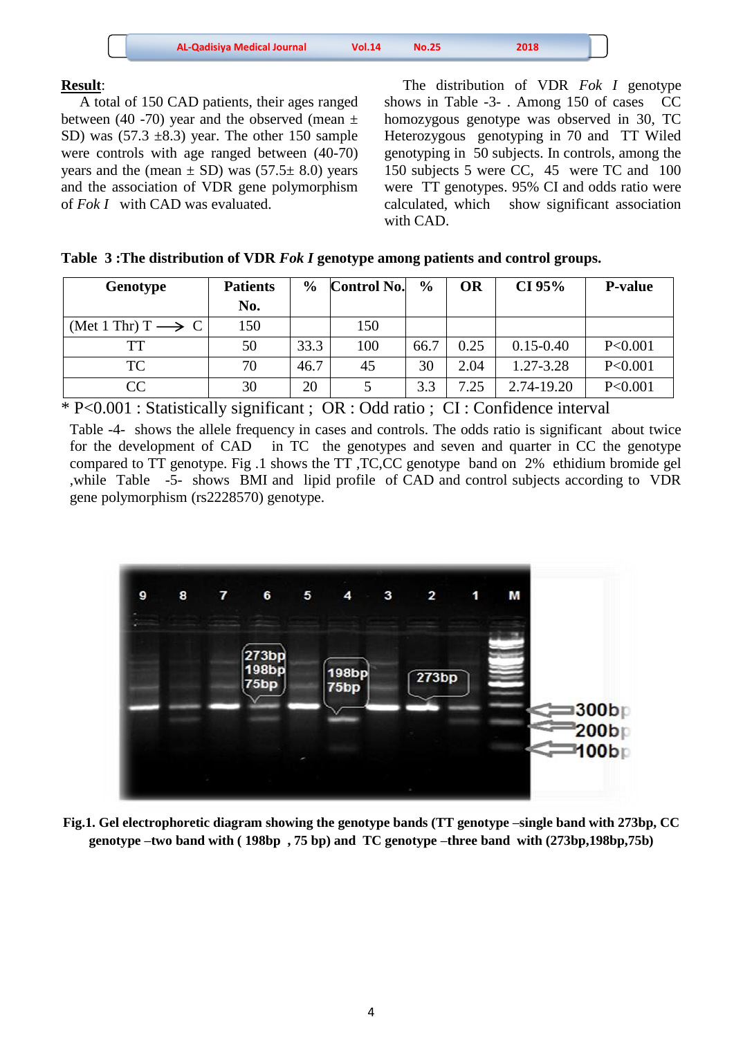**Result**:

A total of 150 CAD patients, their ages ranged between (40 -70) year and the observed (mean ± SD) was (57.3 ±8.3) year. The other 150 sample were controls with age ranged between (40-70) years and the (mean ± SD) was (57.5± 8.0) years and the association of VDR gene polymorphism of *Fok I* with CAD was evaluated.

The distribution of VDR *Fok I* genotype shows in Table -3- . Among 150 of cases CC homozygous genotype was observed in 30, TC Heterozygous genotyping in 70 and TT Wiled genotyping in 50 subjects. In controls, among the 150 subjects 5 were CC, 45 were TC and 100 were TT genotypes. 95% CI and odds ratio were calculated, which show significant association with CAD.

**Table 3 :The distribution of VDR *Fok I* genotype among patients and control groups.**

| Genotype | Patients No. | % | Control No. | % | OR | CI 95% | P-value |
|---|---|---|---|---|---|---|---|
| (Met 1 Thr) T ⟶ C | 150 | | 150 | | | | |
| TT | 50 | 33.3 | 100 | 66.7 | 0.25 | 0.15-0.40 | P<0.001 |
| TC | 70 | 46.7 | 45 | 30 | 2.04 | 1.27-3.28 | P<0.001 |
| CC | 30 | 20 | 5 | 3.3 | 7.25 | 2.74-19.20 | P<0.001 |

* P<0.001 : Statistically significant ; OR : Odd ratio ; CI : Confidence interval

Table -4- shows the allele frequency in cases and controls. The odds ratio is significant about twice for the development of CAD in TC the genotypes and seven and quarter in CC the genotype compared to TT genotype. Fig .1 shows the TT ,TC,CC genotype band on 2% ethidium bromide gel ,while Table -5- shows BMI and lipid profile of CAD and control subjects according to VDR gene polymorphism (rs2228570) genotype.

**Fig.1. Gel electrophoretic diagram showing the genotype bands (TT genotype –single band with 273bp, CC genotype –two band with ( 198bp , 75 bp) and TC genotype –three band with (273bp,198bp,75b)**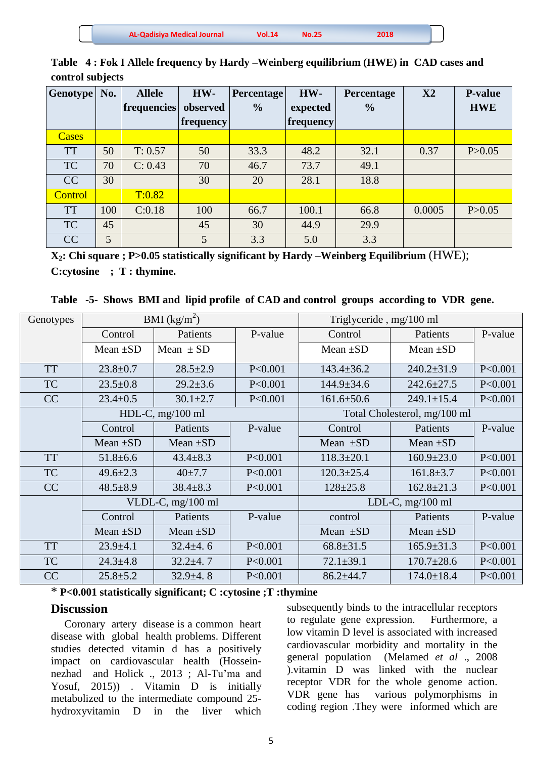**Table 4 : Fok I Allele frequency by Hardy –Weinberg equilibrium (HWE) in CAD cases and control subjects**

| Genotype | No. | Allele frequencies | HW-observed frequency | Percentage % | HW-expected frequency | Percentage % | X2 | P-value HWE |
|---|---|---|---|---|---|---|---|---|
| Cases | | | | | | | | |
| TT | 50 | T: 0.57 | 50 | 33.3 | 48.2 | 32.1 | 0.37 | P>0.05 |
| TC | 70 | C: 0.43 | 70 | 46.7 | 73.7 | 49.1 | | |
| CC | 30 | | 30 | 20 | 28.1 | 18.8 | | |
| Control | | T:0.82 | | | | | | |
| TT | 100 | C:0.18 | 100 | 66.7 | 100.1 | 66.8 | 0.0005 | P>0.05 |
| TC | 45 | | 45 | 30 | 44.9 | 29.9 | | |
| CC | 5 | | 5 | 3.3 | 5.0 | 3.3 | | |

**$X_2$: Chi square ; P>0.05 statistically significant by Hardy –Weinberg Equilibrium** (HWE); **C:cytosine ; T : thymine.**

**Table -5- Shows BMI and lipid profile of CAD and control groups according to VDR gene.**

| Genotypes | BMI (kg/m$^2$) | | | Triglyceride , mg/100 ml | | |
|---|---|---|---|---|---|---|
| | Control | Patients | P-value | Control | Patients | P-value |
| | Mean ±SD | Mean ± SD | | Mean ±SD | Mean ±SD | |
| TT | 23.8±0.7 | 28.5±2.9 | P<0.001 | 143.4±36.2 | 240.2±31.9 | P<0.001 |
| TC | 23.5±0.8 | 29.2±3.6 | P<0.001 | 144.9±34.6 | 242.6±27.5 | P<0.001 |
| CC | 23.4±0.5 | 30.1±2.7 | P<0.001 | 161.6±50.6 | 249.1±15.4 | P<0.001 |
| | HDL-C, mg/100 ml | | | Total Cholesterol, mg/100 ml | | |
| | Control | Patients | P-value | Control | Patients | P-value |
| | Mean ±SD | Mean ±SD | | Mean ±SD | Mean ±SD | |
| TT | 51.8±6.6 | 43.4±8.3 | P<0.001 | 118.3±20.1 | 160.9±23.0 | P<0.001 |
| TC | 49.6±2.3 | 40±7.7 | P<0.001 | 120.3±25.4 | 161.8±3.7 | P<0.001 |
| CC | 48.5±8.9 | 38.4±8.3 | P<0.001 | 128±25.8 | 162.8±21.3 | P<0.001 |
| | VLDL-C, mg/100 ml | | | LDL-C, mg/100 ml | | |
| | Control | Patients | P-value | control | Patients | P-value |
| | Mean ±SD | Mean ±SD | | Mean ±SD | Mean ±SD | |
| TT | 23.9±4.1 | 32.4±4. 6 | P<0.001 | 68.8±31.5 | 165.9±31.3 | P<0.001 |
| TC | 24.3±4.8 | 32.2±4. 7 | P<0.001 | 72.1±39.1 | 170.7±28.6 | P<0.001 |
| CC | 25.8±5.2 | 32.9±4. 8 | P<0.001 | 86.2±44.7 | 174.0±18.4 | P<0.001 |

**\* P<0.001 statistically significant; C :cytosine ;T :thymine**

## Discussion

Coronary artery disease is a common heart disease with global health problems. Different studies detected vitamin d has a positively impact on cardiovascular health (Hossein-nezhad and Holick ., 2013 ; Al-Tu'ma and Yosuf, 2015)) . Vitamin D is initially metabolized to the intermediate compound 25-hydroxyvitamin D in the liver which subsequently binds to the intracellular receptors to regulate gene expression. Furthermore, a low vitamin D level is associated with increased cardiovascular morbidity and mortality in the general population (Melamed *et al* ., 2008 ).vitamin D was linked with the nuclear receptor VDR for the whole genome action. VDR gene has various polymorphisms in coding region .They were informed which are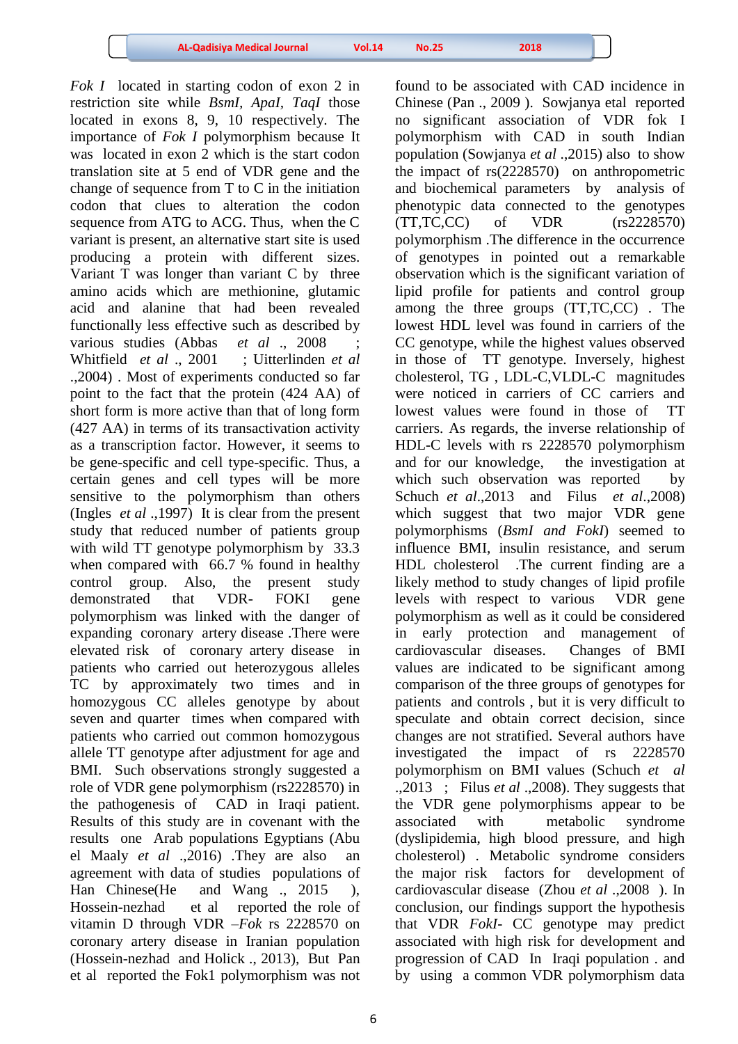*Fok I* located in starting codon of exon 2 in restriction site while *BsmI, ApaI, TaqI* those located in exons 8, 9, 10 respectively. The importance of *Fok I* polymorphism because It was located in exon 2 which is the start codon translation site at 5 end of VDR gene and the change of sequence from T to C in the initiation codon that clues to alteration the codon sequence from ATG to ACG. Thus, when the C variant is present, an alternative start site is used producing a protein with different sizes. Variant T was longer than variant C by three amino acids which are methionine, glutamic acid and alanine that had been revealed functionally less effective such as described by various studies (Abbas *et al* ., 2008 ; Whitfield *et al* ., 2001 ; Uitterlinden *et al* .,2004) . Most of experiments conducted so far point to the fact that the protein (424 AA) of short form is more active than that of long form (427 AA) in terms of its transactivation activity as a transcription factor. However, it seems to be gene-specific and cell type-specific. Thus, a certain genes and cell types will be more sensitive to the polymorphism than others (Ingles *et al* .,1997) It is clear from the present study that reduced number of patients group with wild TT genotype polymorphism by 33.3 when compared with 66.7 % found in healthy control group. Also, the present study demonstrated that VDR- FOKI gene polymorphism was linked with the danger of expanding coronary artery disease .There were elevated risk of coronary artery disease in patients who carried out heterozygous alleles TC by approximately two times and in homozygous CC alleles genotype by about seven and quarter times when compared with patients who carried out common homozygous allele TT genotype after adjustment for age and BMI. Such observations strongly suggested a role of VDR gene polymorphism (rs2228570) in the pathogenesis of CAD in Iraqi patient. Results of this study are in covenant with the results one Arab populations Egyptians (Abu el Maaly *et al* .,2016) .They are also an agreement with data of studies populations of Han Chinese(He and Wang ., 2015 ), Hossein-nezhad et al reported the role of vitamin D through VDR –*Fok* rs 2228570 on coronary artery disease in Iranian population (Hossein-nezhad and Holick ., 2013), But Pan et al reported the Fok1 polymorphism was not found to be associated with CAD incidence in Chinese (Pan ., 2009 ). Sowjanya etal reported no significant association of VDR fok I polymorphism with CAD in south Indian population (Sowjanya *et al* .,2015) also to show the impact of rs(2228570) on anthropometric and biochemical parameters by analysis of phenotypic data connected to the genotypes (TT,TC,CC) of VDR (rs2228570) polymorphism .The difference in the occurrence of genotypes in pointed out a remarkable observation which is the significant variation of lipid profile for patients and control group among the three groups (TT,TC,CC) . The lowest HDL level was found in carriers of the CC genotype, while the highest values observed in those of TT genotype. Inversely, highest cholesterol, TG , LDL-C,VLDL-C magnitudes were noticed in carriers of CC carriers and lowest values were found in those of TT carriers. As regards, the inverse relationship of HDL-C levels with rs 2228570 polymorphism and for our knowledge, the investigation at which such observation was reported by Schuch *et al*.,2013 and Filus *et al*.,2008) which suggest that two major VDR gene polymorphisms (*BsmI and FokI*) seemed to influence BMI, insulin resistance, and serum HDL cholesterol .The current finding are a likely method to study changes of lipid profile levels with respect to various VDR gene polymorphism as well as it could be considered in early protection and management of cardiovascular diseases. Changes of BMI values are indicated to be significant among comparison of the three groups of genotypes for patients and controls , but it is very difficult to speculate and obtain correct decision, since changes are not stratified. Several authors have investigated the impact of rs 2228570 polymorphism on BMI values (Schuch *et al* .,2013 ; Filus *et al* .,2008). They suggests that the VDR gene polymorphisms appear to be associated with metabolic syndrome (dyslipidemia, high blood pressure, and high cholesterol) . Metabolic syndrome considers the major risk factors for development of cardiovascular disease (Zhou *et al* .,2008 ). In conclusion, our findings support the hypothesis that VDR *FokI*- CC genotype may predict associated with high risk for development and progression of CAD In Iraqi population . and by using a common VDR polymorphism data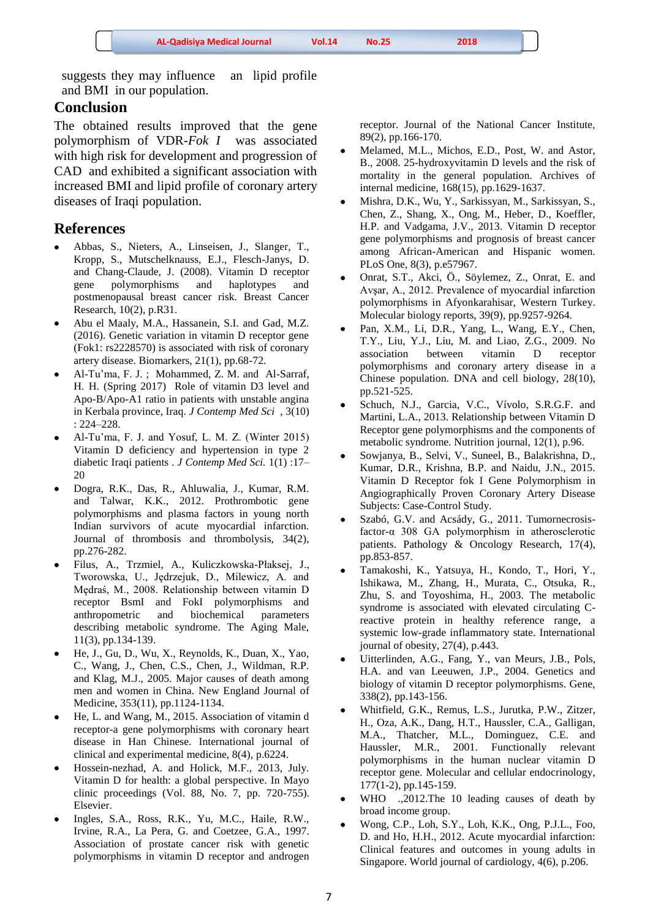suggests they may influence an lipid profile and BMI in our population.

## Conclusion

The obtained results improved that the gene polymorphism of VDR-*Fok I* was associated with high risk for development and progression of CAD and exhibited a significant association with increased BMI and lipid profile of coronary artery diseases of Iraqi population.

## References

- Abbas, S., Nieters, A., Linseisen, J., Slanger, T., Kropp, S., Mutschelknauss, E.J., Flesch-Janys, D. and Chang-Claude, J. (2008). Vitamin D receptor gene polymorphisms and haplotypes and postmenopausal breast cancer risk. Breast Cancer Research, 10(2), p.R31.
- Abu el Maaly, M.A., Hassanein, S.I. and Gad, M.Z. (2016). Genetic variation in vitamin D receptor gene (Fok1: rs2228570) is associated with risk of coronary artery disease. Biomarkers, 21(1), pp.68-72.
- Al-Tu'ma, F. J. ; Mohammed, Z. M. and Al-Sarraf, H. H. (Spring 2017) Role of vitamin D3 level and Apo-B/Apo-A1 ratio in patients with unstable angina in Kerbala province, Iraq. *J Contemp Med Sci* , 3(10) : 224–228.
- Al-Tu'ma, F. J. and Yosuf, L. M. Z. (Winter 2015) Vitamin D deficiency and hypertension in type 2 diabetic Iraqi patients . *J Contemp Med Sci.* 1(1) :17–20
- Dogra, R.K., Das, R., Ahluwalia, J., Kumar, R.M. and Talwar, K.K., 2012. Prothrombotic gene polymorphisms and plasma factors in young north Indian survivors of acute myocardial infarction. Journal of thrombosis and thrombolysis, 34(2), pp.276-282.
- Filus, A., Trzmiel, A., Kuliczkowska-Płaksej, J., Tworowska, U., Jędrzejuk, D., Milewicz, A. and Mędraś, M., 2008. Relationship between vitamin D receptor BsmI and FokI polymorphisms and anthropometric and biochemical parameters describing metabolic syndrome. The Aging Male, 11(3), pp.134-139.
- He, J., Gu, D., Wu, X., Reynolds, K., Duan, X., Yao, C., Wang, J., Chen, C.S., Chen, J., Wildman, R.P. and Klag, M.J., 2005. Major causes of death among men and women in China. New England Journal of Medicine, 353(11), pp.1124-1134.
- He, L. and Wang, M., 2015. Association of vitamin d receptor-a gene polymorphisms with coronary heart disease in Han Chinese. International journal of clinical and experimental medicine, 8(4), p.6224.
- Hossein-nezhad, A. and Holick, M.F., 2013, July. Vitamin D for health: a global perspective. In Mayo clinic proceedings (Vol. 88, No. 7, pp. 720-755). Elsevier.
- Ingles, S.A., Ross, R.K., Yu, M.C., Haile, R.W., Irvine, R.A., La Pera, G. and Coetzee, G.A., 1997. Association of prostate cancer risk with genetic polymorphisms in vitamin D receptor and androgen receptor. Journal of the National Cancer Institute, 89(2), pp.166-170.
- Melamed, M.L., Michos, E.D., Post, W. and Astor, B., 2008. 25-hydroxyvitamin D levels and the risk of mortality in the general population. Archives of internal medicine, 168(15), pp.1629-1637.
- Mishra, D.K., Wu, Y., Sarkissyan, M., Sarkissyan, S., Chen, Z., Shang, X., Ong, M., Heber, D., Koeffler, H.P. and Vadgama, J.V., 2013. Vitamin D receptor gene polymorphisms and prognosis of breast cancer among African-American and Hispanic women. PLoS One, 8(3), p.e57967.
- Onrat, S.T., Akci, Ö., Söylemez, Z., Onrat, E. and Avşar, A., 2012. Prevalence of myocardial infarction polymorphisms in Afyonkarahisar, Western Turkey. Molecular biology reports, 39(9), pp.9257-9264.
- Pan, X.M., Li, D.R., Yang, L., Wang, E.Y., Chen, T.Y., Liu, Y.J., Liu, M. and Liao, Z.G., 2009. No association between vitamin D receptor polymorphisms and coronary artery disease in a Chinese population. DNA and cell biology, 28(10), pp.521-525.
- Schuch, N.J., Garcia, V.C., Vívolo, S.R.G.F. and Martini, L.A., 2013. Relationship between Vitamin D Receptor gene polymorphisms and the components of metabolic syndrome. Nutrition journal, 12(1), p.96.
- Sowjanya, B., Selvi, V., Suneel, B., Balakrishna, D., Kumar, D.R., Krishna, B.P. and Naidu, J.N., 2015. Vitamin D Receptor fok I Gene Polymorphism in Angiographically Proven Coronary Artery Disease Subjects: Case-Control Study.
- Szabó, G.V. and Acsády, G., 2011. Tumornecrosis-factor-α 308 GA polymorphism in atherosclerotic patients. Pathology & Oncology Research, 17(4), pp.853-857.
- Tamakoshi, K., Yatsuya, H., Kondo, T., Hori, Y., Ishikawa, M., Zhang, H., Murata, C., Otsuka, R., Zhu, S. and Toyoshima, H., 2003. The metabolic syndrome is associated with elevated circulating C-reactive protein in healthy reference range, a systemic low-grade inflammatory state. International journal of obesity, 27(4), p.443.
- Uitterlinden, A.G., Fang, Y., van Meurs, J.B., Pols, H.A. and van Leeuwen, J.P., 2004. Genetics and biology of vitamin D receptor polymorphisms. Gene, 338(2), pp.143-156.
- Whitfield, G.K., Remus, L.S., Jurutka, P.W., Zitzer, H., Oza, A.K., Dang, H.T., Haussler, C.A., Galligan, M.A., Thatcher, M.L., Dominguez, C.E. and Haussler, M.R., 2001. Functionally relevant polymorphisms in the human nuclear vitamin D receptor gene. Molecular and cellular endocrinology, 177(1-2), pp.145-159.
- WHO .,2012.The 10 leading causes of death by broad income group.
- Wong, C.P., Loh, S.Y., Loh, K.K., Ong, P.J.L., Foo, D. and Ho, H.H., 2012. Acute myocardial infarction: Clinical features and outcomes in young adults in Singapore. World journal of cardiology, 4(6), p.206.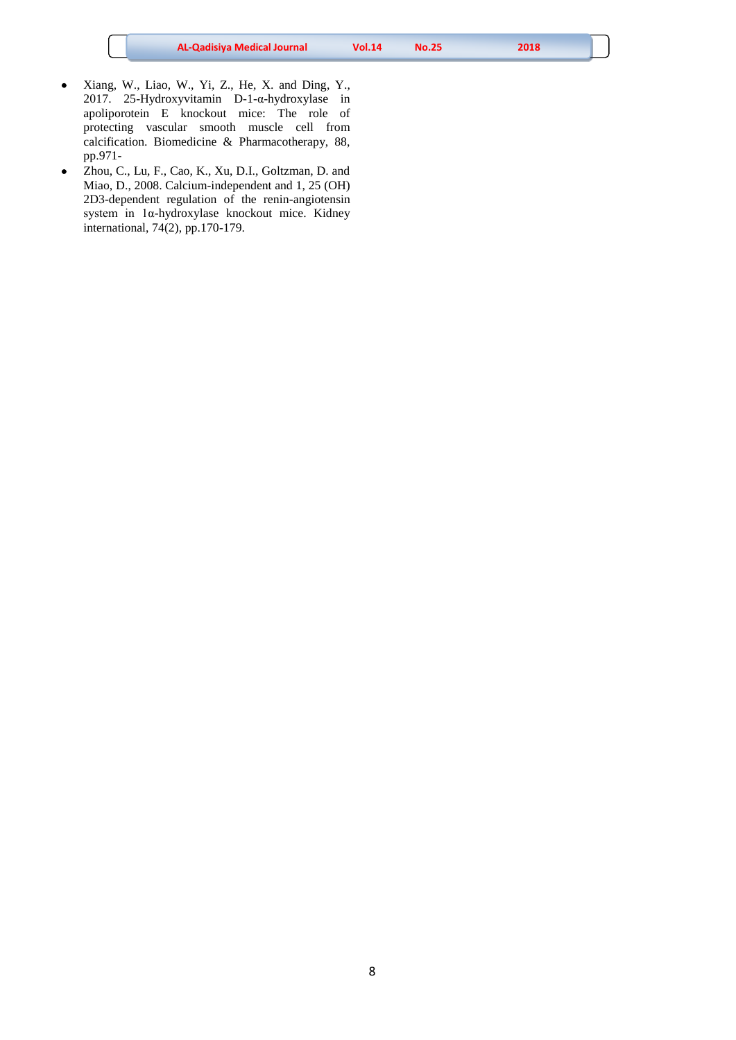- Xiang, W., Liao, W., Yi, Z., He, X. and Ding, Y., 2017. 25-Hydroxyvitamin D-1-α-hydroxylase in apoliporotein E knockout mice: The role of protecting vascular smooth muscle cell from calcification. Biomedicine & Pharmacotherapy, 88, pp.971-
- Zhou, C., Lu, F., Cao, K., Xu, D.I., Goltzman, D. and Miao, D., 2008. Calcium-independent and 1, 25 (OH) 2D3-dependent regulation of the renin-angiotensin system in 1α-hydroxylase knockout mice. Kidney international, 74(2), pp.170-179.